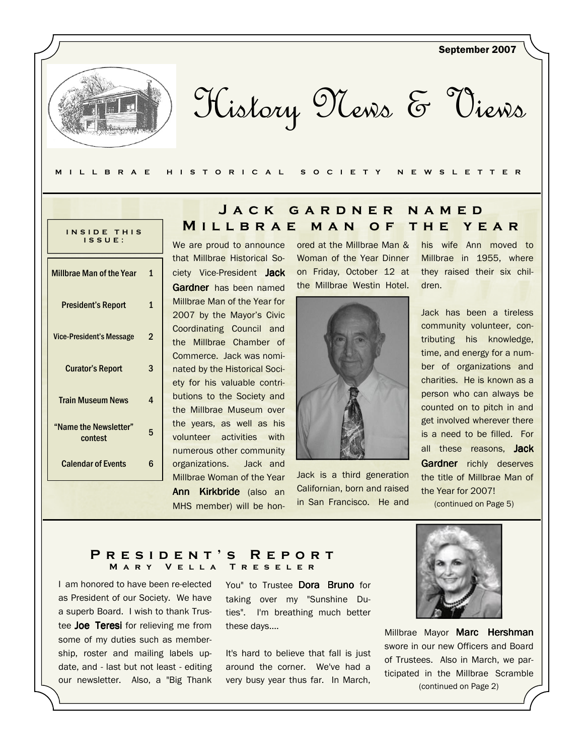September 2007

# History News & Views

MILLBRAE HISTORICAL SOCIETY NEWSLETTER

**INSIDE THIS ISSUE:**

| | |
|---|---|
| Millbrae Man of the Year | 1 |
| President's Report | 1 |
| Vice-President's Message | 2 |
| Curator's Report | 3 |
| Train Museum News | 4 |
| "Name the Newsletter" contest | 5 |
| Calendar of Events | 6 |

## Jack Gardner Named Millbrae Man of the Year

We are proud to announce that Millbrae Historical Society Vice-President **Jack Gardner** has been named Millbrae Man of the Year for 2007 by the Mayor's Civic Coordinating Council and the Millbrae Chamber of Commerce. Jack was nominated by the Historical Society for his valuable contributions to the Society and the Millbrae Museum over the years, as well as his volunteer activities with numerous other community organizations. Jack and Millbrae Woman of the Year **Ann Kirkbride** (also an MHS member) will be honored at the Millbrae Man & Woman of the Year Dinner on Friday, October 12 at the Millbrae Westin Hotel.

Jack is a third generation Californian, born and raised in San Francisco. He and his wife Ann moved to Millbrae in 1955, where they raised their six children.

Jack has been a tireless community volunteer, contributing his knowledge, time, and energy for a number of organizations and charities. He is known as a person who can always be counted on to pitch in and get involved wherever there is a need to be filled. For all these reasons, **Jack Gardner** richly deserves the title of Millbrae Man of the Year for 2007!

(continued on Page 5)

## President's Report

### Mary Vella Treseler

I am honored to have been re-elected as President of our Society. We have a superb Board. I wish to thank Trustee **Joe Teresi** for relieving me from some of my duties such as membership, roster and mailing labels update, and - last but not least - editing our newsletter. Also, a "Big Thank You" to Trustee **Dora Bruno** for taking over my "Sunshine Duties". I'm breathing much better these days....

It's hard to believe that fall is just around the corner. We've had a very busy year thus far. In March, Millbrae Mayor **Marc Hershman** swore in our new Officers and Board of Trustees. Also in March, we participated in the Millbrae Scramble

(continued on Page 2)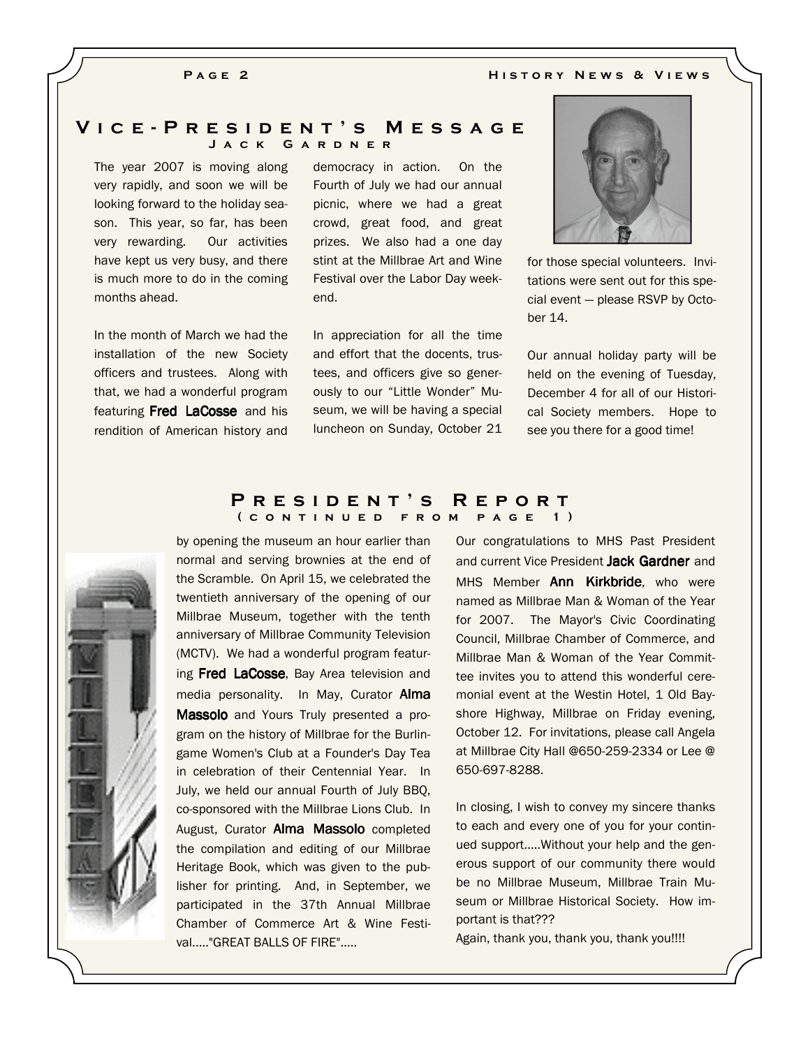## Vice-President's Message

### Jack Gardner

The year 2007 is moving along very rapidly, and soon we will be looking forward to the holiday season. This year, so far, has been very rewarding. Our activities have kept us very busy, and there is much more to do in the coming months ahead.

In the month of March we had the installation of the new Society officers and trustees. Along with that, we had a wonderful program featuring **Fred LaCosse** and his rendition of American history and democracy in action. On the Fourth of July we had our annual picnic, where we had a great crowd, great food, and great prizes. We also had a one day stint at the Millbrae Art and Wine Festival over the Labor Day weekend.

In appreciation for all the time and effort that the docents, trustees, and officers give so generously to our "Little Wonder" Museum, we will be having a special luncheon on Sunday, October 21 for those special volunteers. Invitations were sent out for this special event — please RSVP by October 14.

Our annual holiday party will be held on the evening of Tuesday, December 4 for all of our Historical Society members. Hope to see you there for a good time!

## President's Report

### (continued from page 1)

by opening the museum an hour earlier than normal and serving brownies at the end of the Scramble. On April 15, we celebrated the twentieth anniversary of the opening of our Millbrae Museum, together with the tenth anniversary of Millbrae Community Television (MCTV). We had a wonderful program featuring **Fred LaCosse**, Bay Area television and media personality. In May, Curator **Alma Massolo** and Yours Truly presented a program on the history of Millbrae for the Burlingame Women's Club at a Founder's Day Tea in celebration of their Centennial Year. In July, we held our annual Fourth of July BBQ, co-sponsored with the Millbrae Lions Club. In August, Curator **Alma Massolo** completed the compilation and editing of our Millbrae Heritage Book, which was given to the publisher for printing. And, in September, we participated in the 37th Annual Millbrae Chamber of Commerce Art & Wine Festival....."GREAT BALLS OF FIRE".....

Our congratulations to MHS Past President and current Vice President **Jack Gardner** and MHS Member **Ann Kirkbride**, who were named as Millbrae Man & Woman of the Year for 2007. The Mayor's Civic Coordinating Council, Millbrae Chamber of Commerce, and Millbrae Man & Woman of the Year Committee invites you to attend this wonderful ceremonial event at the Westin Hotel, 1 Old Bayshore Highway, Millbrae on Friday evening, October 12. For invitations, please call Angela at Millbrae City Hall @650-259-2334 or Lee @ 650-697-8288.

In closing, I wish to convey my sincere thanks to each and every one of you for your continued support.....Without your help and the generous support of our community there would be no Millbrae Museum, Millbrae Train Museum or Millbrae Historical Society. How important is that???

Again, thank you, thank you, thank you!!!!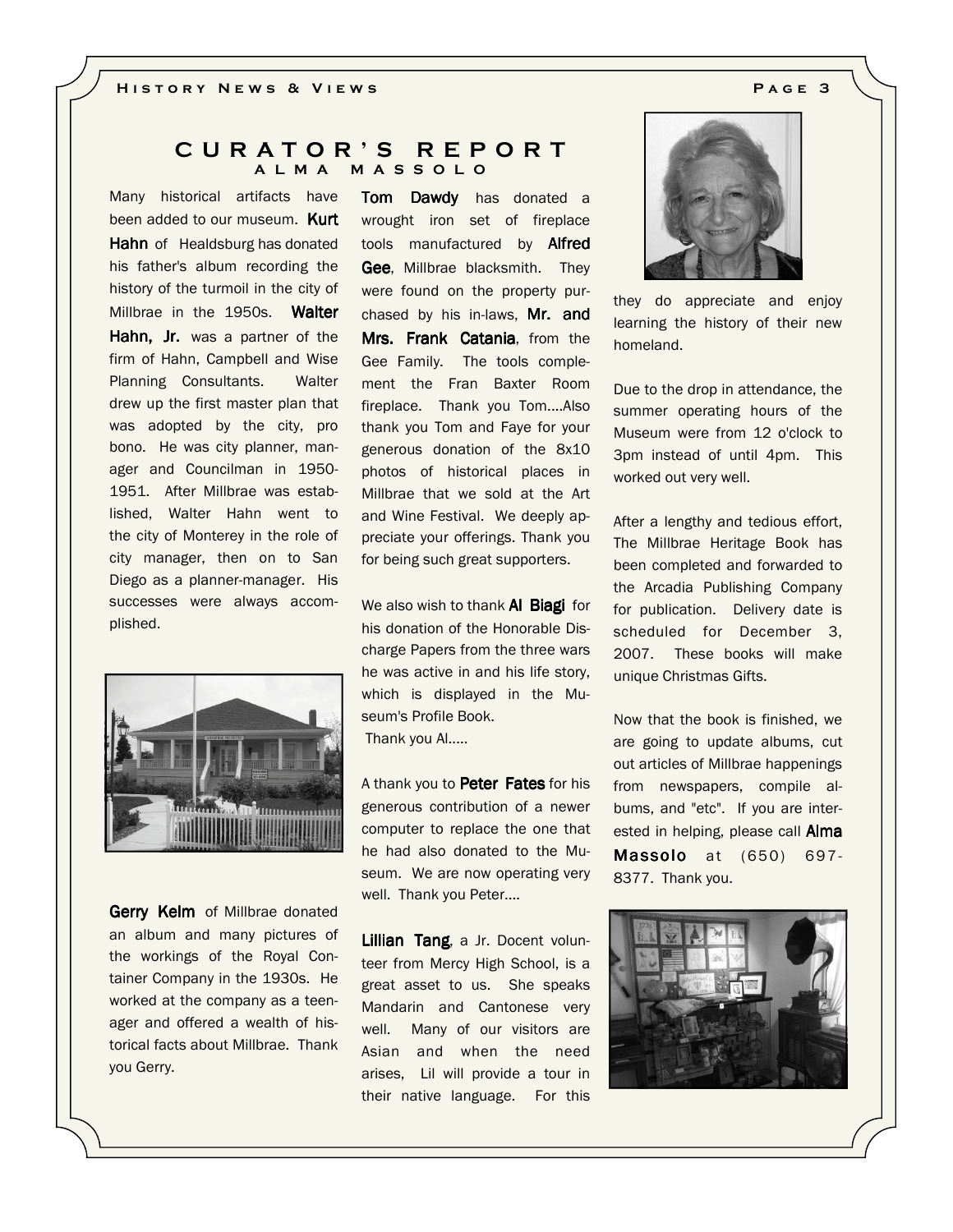# CURATOR'S REPORT

### ALMA MASSOLO

Many historical artifacts have been added to our museum. **Kurt Hahn** of Healdsburg has donated his father's album recording the history of the turmoil in the city of Millbrae in the 1950s. **Walter Hahn, Jr.** was a partner of the firm of Hahn, Campbell and Wise Planning Consultants. Walter drew up the first master plan that was adopted by the city, pro bono. He was city planner, manager and Councilman in 1950-1951. After Millbrae was established, Walter Hahn went to the city of Monterey in the role of city manager, then on to San Diego as a planner-manager. His successes were always accomplished.

**Gerry Kelm** of Millbrae donated an album and many pictures of the workings of the Royal Container Company in the 1930s. He worked at the company as a teenager and offered a wealth of historical facts about Millbrae. Thank you Gerry.

**Tom Dawdy** has donated a wrought iron set of fireplace tools manufactured by **Alfred Gee**, Millbrae blacksmith. They were found on the property purchased by his in-laws, **Mr. and Mrs. Frank Catania**, from the Gee Family. The tools complement the Fran Baxter Room fireplace. Thank you Tom....Also thank you Tom and Faye for your generous donation of the 8x10 photos of historical places in Millbrae that we sold at the Art and Wine Festival. We deeply appreciate your offerings. Thank you for being such great supporters.

We also wish to thank **Al Biagi** for his donation of the Honorable Discharge Papers from the three wars he was active in and his life story, which is displayed in the Museum's Profile Book.
Thank you Al.....

A thank you to **Peter Fates** for his generous contribution of a newer computer to replace the one that he had also donated to the Museum. We are now operating very well. Thank you Peter....

**Lillian Tang**, a Jr. Docent volunteer from Mercy High School, is a great asset to us. She speaks Mandarin and Cantonese very well. Many of our visitors are Asian and when the need arises, Lil will provide a tour in their native language. For this they do appreciate and enjoy learning the history of their new homeland.

Due to the drop in attendance, the summer operating hours of the Museum were from 12 o'clock to 3pm instead of until 4pm. This worked out very well.

After a lengthy and tedious effort, The Millbrae Heritage Book has been completed and forwarded to the Arcadia Publishing Company for publication. Delivery date is scheduled for December 3, 2007. These books will make unique Christmas Gifts.

Now that the book is finished, we are going to update albums, cut out articles of Millbrae happenings from newspapers, compile albums, and "etc". If you are interested in helping, please call **Alma Massolo** at (650) 697-8377. Thank you.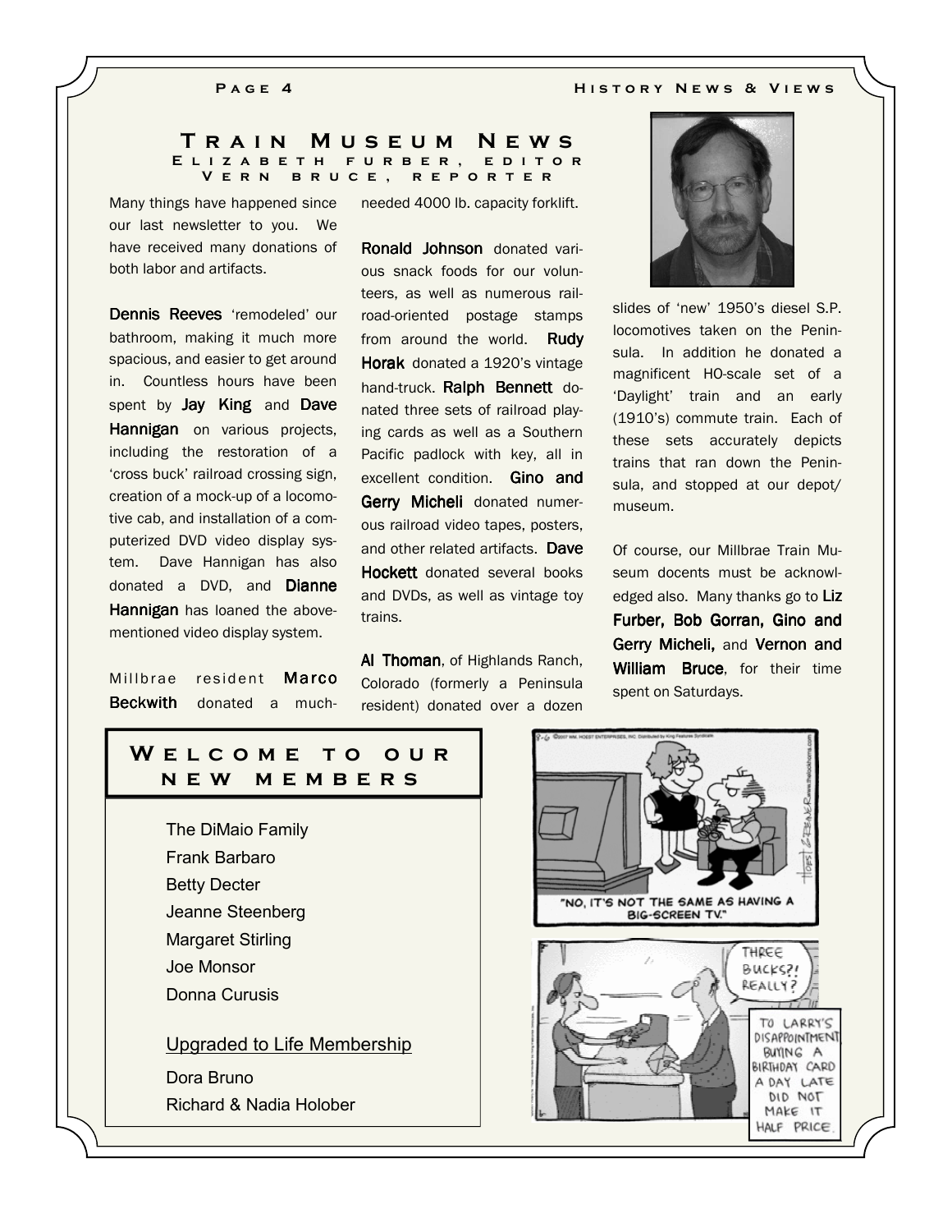## Train Museum News

**Elizabeth Furber, Editor**
**Vern Bruce, Reporter**

Many things have happened since our last newsletter to you. We have received many donations of both labor and artifacts.

**Dennis Reeves** 'remodeled' our bathroom, making it much more spacious, and easier to get around in. Countless hours have been spent by **Jay King** and **Dave Hannigan** on various projects, including the restoration of a 'cross buck' railroad crossing sign, creation of a mock-up of a locomotive cab, and installation of a computerized DVD video display system. Dave Hannigan has also donated a DVD, and **Dianne Hannigan** has loaned the above-mentioned video display system.

Millbrae resident **Marco Beckwith** donated a much-needed 4000 lb. capacity forklift.

**Ronald Johnson** donated various snack foods for our volunteers, as well as numerous railroad-oriented postage stamps from around the world. **Rudy Horak** donated a 1920's vintage hand-truck. **Ralph Bennett** donated three sets of railroad playing cards as well as a Southern Pacific padlock with key, all in excellent condition. **Gino and Gerry Micheli** donated numerous railroad video tapes, posters, and other related artifacts. **Dave Hockett** donated several books and DVDs, as well as vintage toy trains.

**Al Thoman**, of Highlands Ranch, Colorado (formerly a Peninsula resident) donated over a dozen slides of 'new' 1950's diesel S.P. locomotives taken on the Peninsula. In addition he donated a magnificent HO-scale set of a 'Daylight' train and an early (1910's) commute train. Each of these sets accurately depicts trains that ran down the Peninsula, and stopped at our depot/museum.

Of course, our Millbrae Train Museum docents must be acknowledged also. Many thanks go to **Liz Furber, Bob Gorran, Gino and Gerry Micheli,** and **Vernon and William Bruce**, for their time spent on Saturdays.

## Welcome to our new members

The DiMaio Family
Frank Barbaro
Betty Decter
Jeanne Steenberg
Margaret Stirling
Joe Monsor
Donna Curusis

Upgraded to Life Membership

Dora Bruno
Richard & Nadia Holober

"NO, IT'S NOT THE SAME AS HAVING A BIG-SCREEN TV."

THREE BUCKS?! REALLY?

TO LARRY'S DISAPPOINTMENT, BUYING A BIRTHDAY CARD A DAY LATE DID NOT MAKE IT HALF PRICE.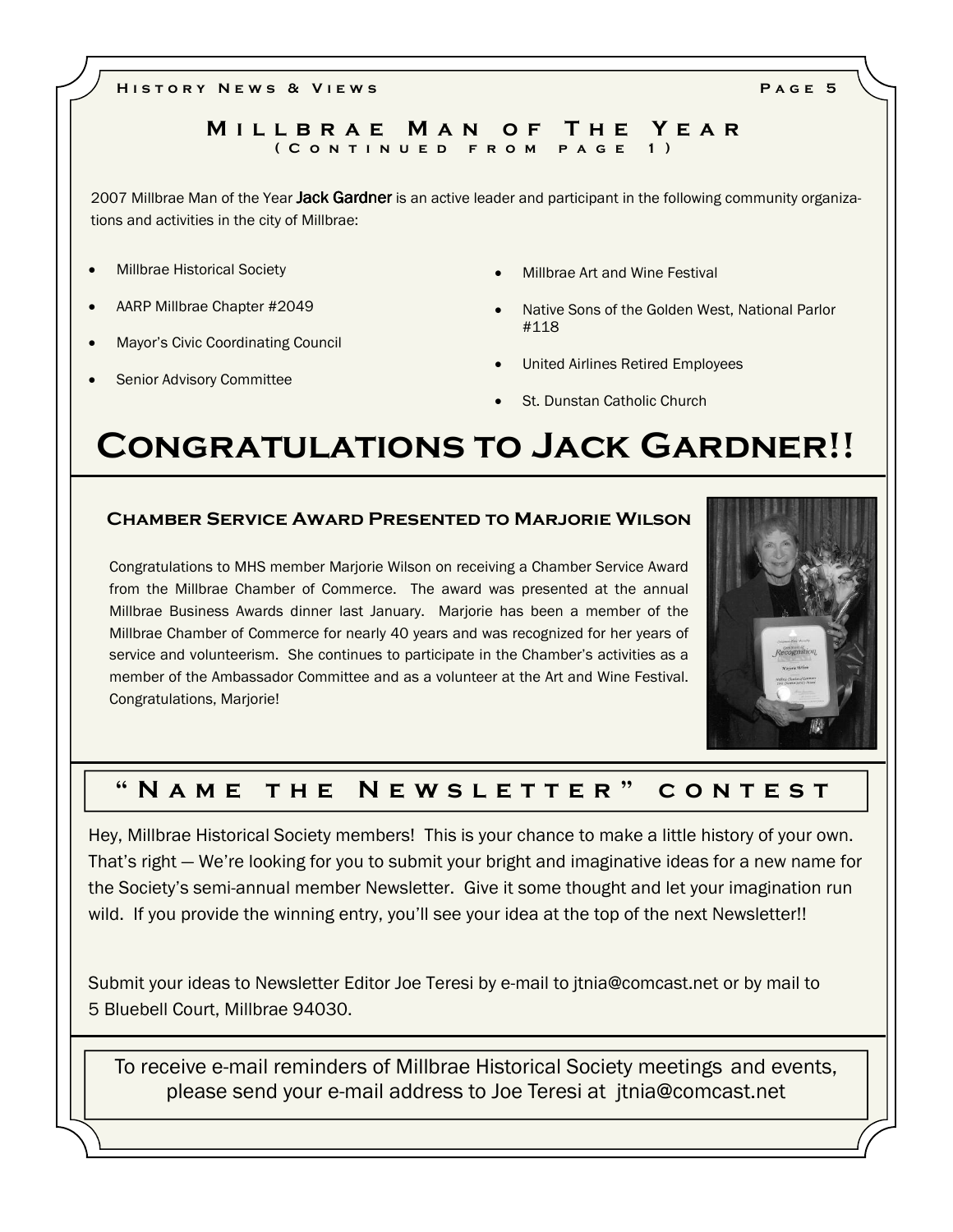## Millbrae Man of The Year
### (Continued from page 1)

2007 Millbrae Man of the Year **Jack Gardner** is an active leader and participant in the following community organizations and activities in the city of Millbrae:

- Millbrae Historical Society
- AARP Millbrae Chapter #2049
- Mayor's Civic Coordinating Council
- Senior Advisory Committee
- Millbrae Art and Wine Festival
- Native Sons of the Golden West, National Parlor #118
- United Airlines Retired Employees
- St. Dunstan Catholic Church

# Congratulations to Jack Gardner!!

### Chamber Service Award Presented to Marjorie Wilson

Congratulations to MHS member Marjorie Wilson on receiving a Chamber Service Award from the Millbrae Chamber of Commerce. The award was presented at the annual Millbrae Business Awards dinner last January. Marjorie has been a member of the Millbrae Chamber of Commerce for nearly 40 years and was recognized for her years of service and volunteerism. She continues to participate in the Chamber's activities as a member of the Ambassador Committee and as a volunteer at the Art and Wine Festival. Congratulations, Marjorie!

## "Name the Newsletter" contest

Hey, Millbrae Historical Society members! This is your chance to make a little history of your own. That's right — We're looking for you to submit your bright and imaginative ideas for a new name for the Society's semi-annual member Newsletter. Give it some thought and let your imagination run wild. If you provide the winning entry, you'll see your idea at the top of the next Newsletter!!

Submit your ideas to Newsletter Editor Joe Teresi by e-mail to jtnia@comcast.net or by mail to 5 Bluebell Court, Millbrae 94030.

To receive e-mail reminders of Millbrae Historical Society meetings and events, please send your e-mail address to Joe Teresi at jtnia@comcast.net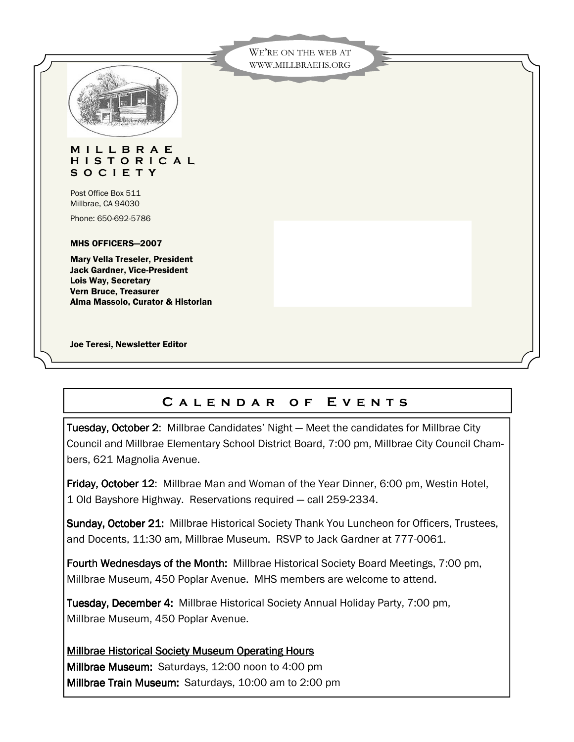We're on the web at www.millbraehs.org

# Millbrae Historical Society

Post Office Box 511
Millbrae, CA 94030

Phone: 650-692-5786

**MHS OFFICERS—2007**

**Mary Vella Treseler, President**
**Jack Gardner, Vice-President**
**Lois Way, Secretary**
**Vern Bruce, Treasurer**
**Alma Massolo, Curator & Historian**

**Joe Teresi, Newsletter Editor**

## Calendar of Events

**Tuesday, October 2**: Millbrae Candidates' Night — Meet the candidates for Millbrae City Council and Millbrae Elementary School District Board, 7:00 pm, Millbrae City Council Chambers, 621 Magnolia Avenue.

**Friday, October 12**: Millbrae Man and Woman of the Year Dinner, 6:00 pm, Westin Hotel, 1 Old Bayshore Highway. Reservations required — call 259-2334.

**Sunday, October 21:** Millbrae Historical Society Thank You Luncheon for Officers, Trustees, and Docents, 11:30 am, Millbrae Museum. RSVP to Jack Gardner at 777-0061.

**Fourth Wednesdays of the Month:** Millbrae Historical Society Board Meetings, 7:00 pm, Millbrae Museum, 450 Poplar Avenue. MHS members are welcome to attend.

**Tuesday, December 4:** Millbrae Historical Society Annual Holiday Party, 7:00 pm, Millbrae Museum, 450 Poplar Avenue.

**Millbrae Historical Society Museum Operating Hours**
**Millbrae Museum:** Saturdays, 12:00 noon to 4:00 pm
**Millbrae Train Museum:** Saturdays, 10:00 am to 2:00 pm